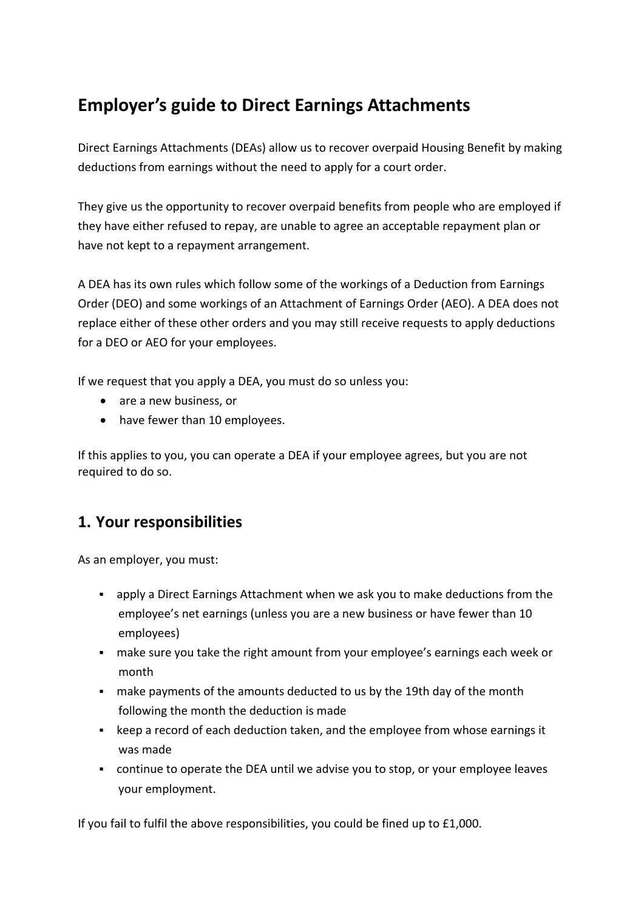# Employer's guide to Direct Earnings Attachments

Direct Earnings Attachments (DEAs) allow us to recover overpaid Housing Benefit by making deductions from earnings without the need to apply for a court order.

They give us the opportunity to recover overpaid benefits from people who are employed if they have either refused to repay, are unable to agree an acceptable repayment plan or have not kept to a repayment arrangement.

A DEA has its own rules which follow some of the workings of a Deduction from Earnings Order (DEO) and some workings of an Attachment of Earnings Order (AEO). A DEA does not replace either of these other orders and you may still receive requests to apply deductions for a DEO or AEO for your employees.

If we request that you apply a DEA, you must do so unless you:

- are a new business, or
- have fewer than 10 employees.

If this applies to you, you can operate a DEA if your employee agrees, but you are not required to do so.

## 1. Your responsibilities

As an employer, you must:

- apply a Direct Earnings Attachment when we ask you to make deductions from the employee's net earnings (unless you are a new business or have fewer than 10 employees)
- make sure you take the right amount from your employee's earnings each week or month
- make payments of the amounts deducted to us by the 19th day of the month following the month the deduction is made
- keep a record of each deduction taken, and the employee from whose earnings it was made
- continue to operate the DEA until we advise you to stop, or your employee leaves your employment.

If you fail to fulfil the above responsibilities, you could be fined up to £1,000.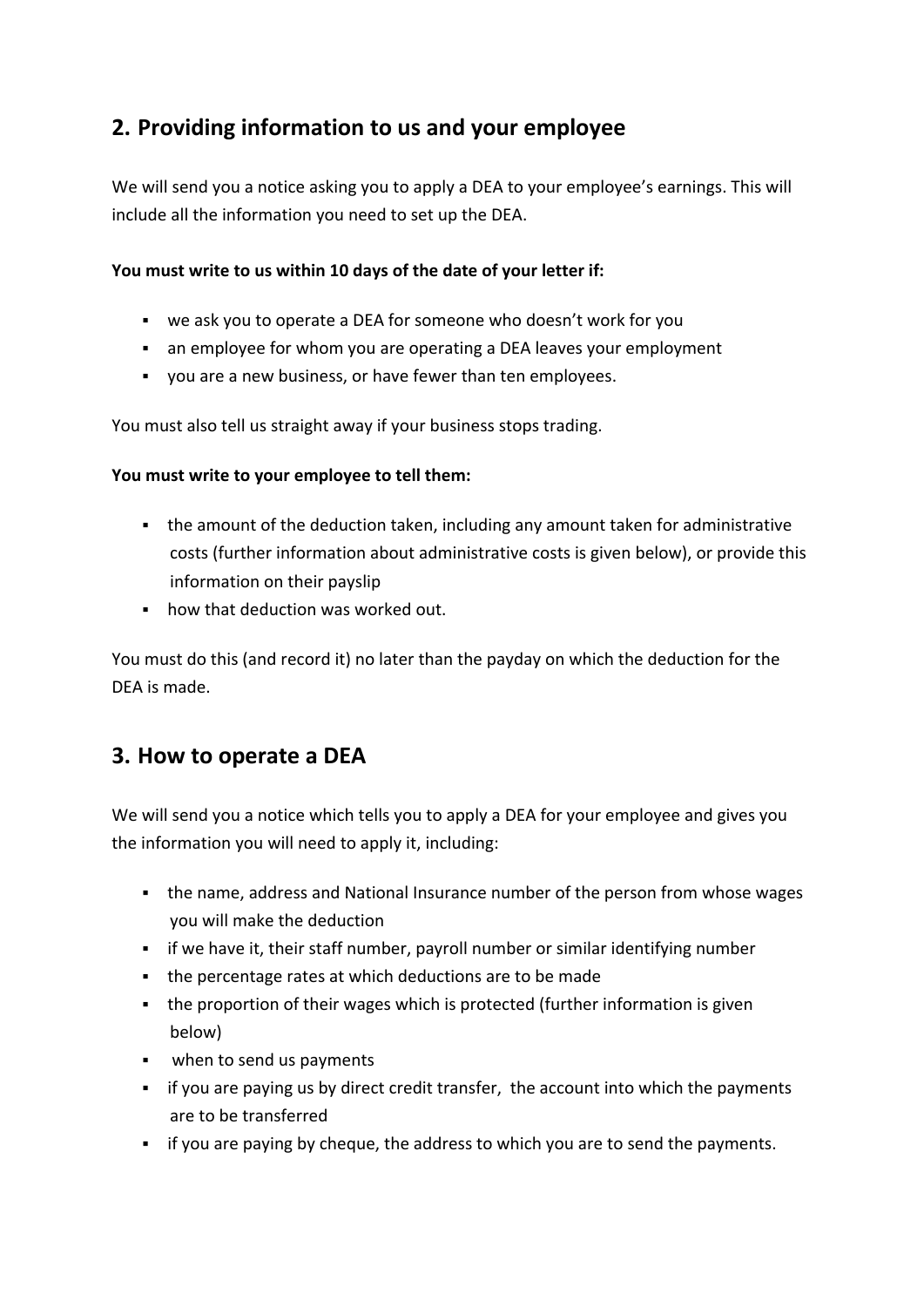## 2. Providing information to us and your employee

We will send you a notice asking you to apply a DEA to your employee's earnings. This will include all the information you need to set up the DEA.

**You must write to us within 10 days of the date of your letter if:**

- we ask you to operate a DEA for someone who doesn't work for you
- an employee for whom you are operating a DEA leaves your employment
- you are a new business, or have fewer than ten employees.

You must also tell us straight away if your business stops trading.

**You must write to your employee to tell them:**

- the amount of the deduction taken, including any amount taken for administrative costs (further information about administrative costs is given below), or provide this information on their payslip
- how that deduction was worked out.

You must do this (and record it) no later than the payday on which the deduction for the DEA is made.

## 3. How to operate a DEA

We will send you a notice which tells you to apply a DEA for your employee and gives you the information you will need to apply it, including:

- the name, address and National Insurance number of the person from whose wages you will make the deduction
- if we have it, their staff number, payroll number or similar identifying number
- the percentage rates at which deductions are to be made
- the proportion of their wages which is protected (further information is given below)
- when to send us payments
- if you are paying us by direct credit transfer, the account into which the payments are to be transferred
- if you are paying by cheque, the address to which you are to send the payments.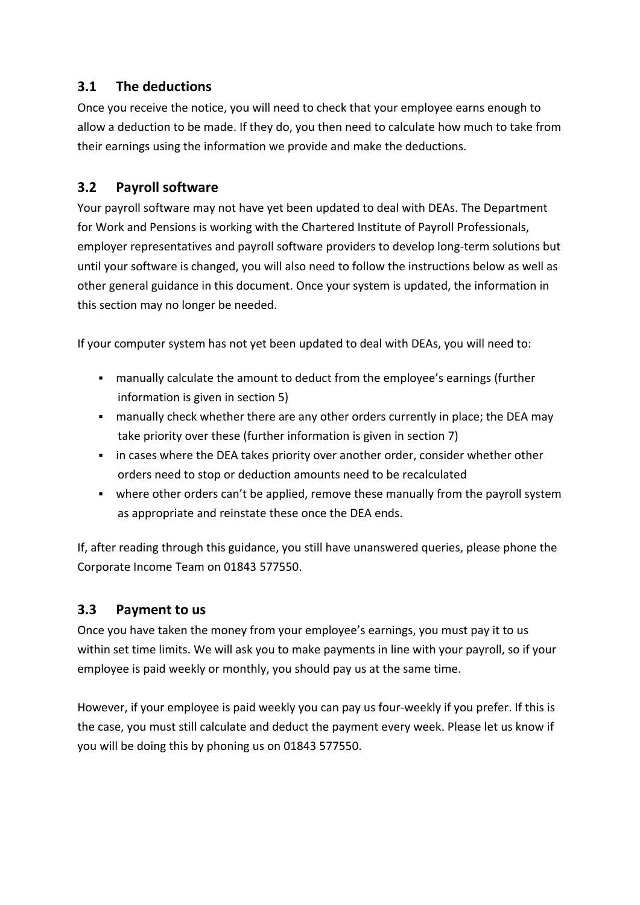### 3.1 The deductions

Once you receive the notice, you will need to check that your employee earns enough to allow a deduction to be made. If they do, you then need to calculate how much to take from their earnings using the information we provide and make the deductions.

### 3.2 Payroll software

Your payroll software may not have yet been updated to deal with DEAs. The Department for Work and Pensions is working with the Chartered Institute of Payroll Professionals, employer representatives and payroll software providers to develop long-term solutions but until your software is changed, you will also need to follow the instructions below as well as other general guidance in this document. Once your system is updated, the information in this section may no longer be needed.

If your computer system has not yet been updated to deal with DEAs, you will need to:

- manually calculate the amount to deduct from the employee's earnings (further information is given in section 5)
- manually check whether there are any other orders currently in place; the DEA may take priority over these (further information is given in section 7)
- in cases where the DEA takes priority over another order, consider whether other orders need to stop or deduction amounts need to be recalculated
- where other orders can't be applied, remove these manually from the payroll system as appropriate and reinstate these once the DEA ends.

If, after reading through this guidance, you still have unanswered queries, please phone the Corporate Income Team on 01843 577550.

### 3.3 Payment to us

Once you have taken the money from your employee's earnings, you must pay it to us within set time limits. We will ask you to make payments in line with your payroll, so if your employee is paid weekly or monthly, you should pay us at the same time.

However, if your employee is paid weekly you can pay us four-weekly if you prefer. If this is the case, you must still calculate and deduct the payment every week. Please let us know if you will be doing this by phoning us on 01843 577550.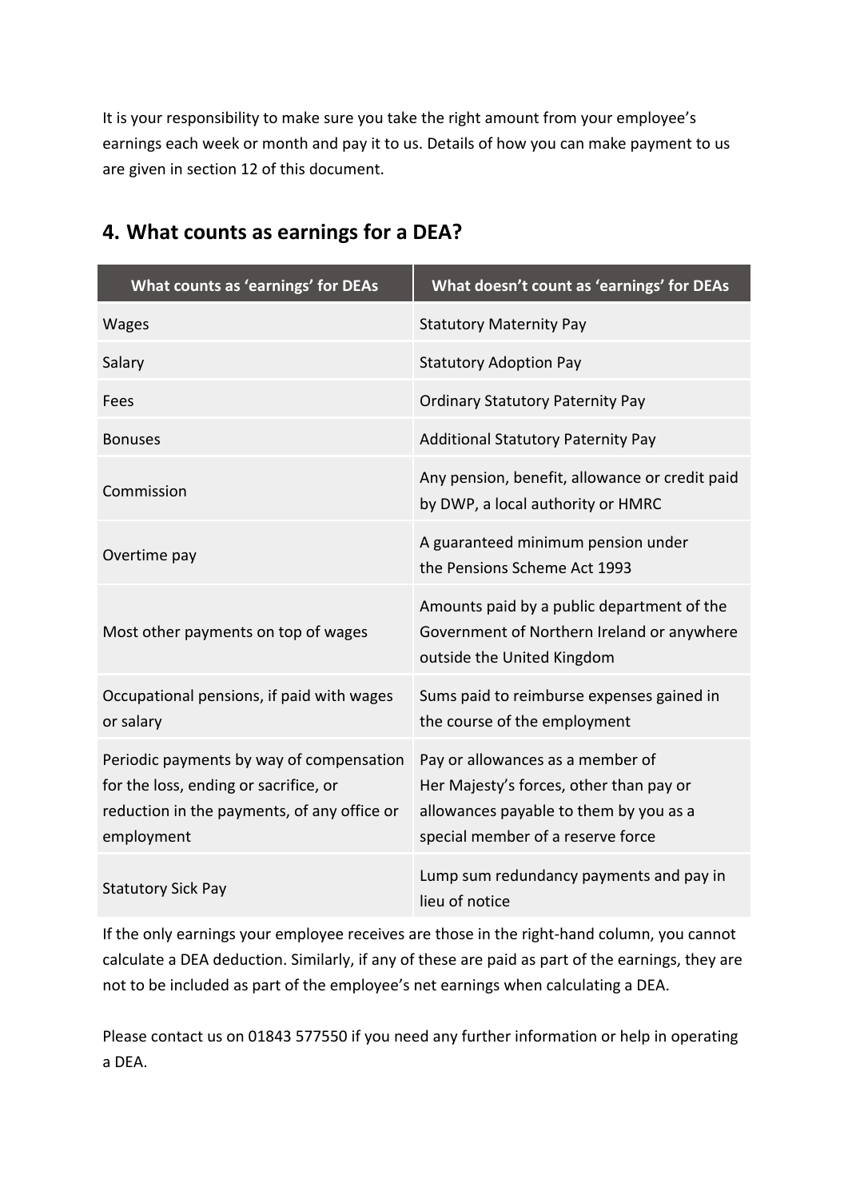It is your responsibility to make sure you take the right amount from your employee's earnings each week or month and pay it to us. Details of how you can make payment to us are given in section 12 of this document.

## 4. What counts as earnings for a DEA?

| What counts as 'earnings' for DEAs | What doesn't count as 'earnings' for DEAs |
|---|---|
| Wages | Statutory Maternity Pay |
| Salary | Statutory Adoption Pay |
| Fees | Ordinary Statutory Paternity Pay |
| Bonuses | Additional Statutory Paternity Pay |
| Commission | Any pension, benefit, allowance or credit paid by DWP, a local authority or HMRC |
| Overtime pay | A guaranteed minimum pension under the Pensions Scheme Act 1993 |
| Most other payments on top of wages | Amounts paid by a public department of the Government of Northern Ireland or anywhere outside the United Kingdom |
| Occupational pensions, if paid with wages or salary | Sums paid to reimburse expenses gained in the course of the employment |
| Periodic payments by way of compensation for the loss, ending or sacrifice, or reduction in the payments, of any office or employment | Pay or allowances as a member of Her Majesty's forces, other than pay or allowances payable to them by you as a special member of a reserve force |
| Statutory Sick Pay | Lump sum redundancy payments and pay in lieu of notice |

If the only earnings your employee receives are those in the right-hand column, you cannot calculate a DEA deduction. Similarly, if any of these are paid as part of the earnings, they are not to be included as part of the employee's net earnings when calculating a DEA.

Please contact us on 01843 577550 if you need any further information or help in operating a DEA.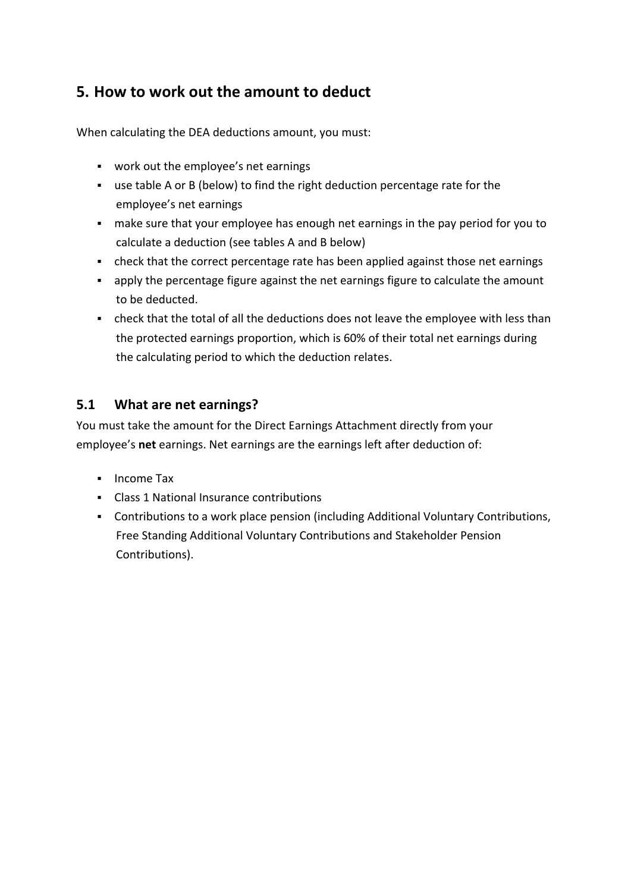## 5. How to work out the amount to deduct

When calculating the DEA deductions amount, you must:

- work out the employee's net earnings
- use table A or B (below) to find the right deduction percentage rate for the employee's net earnings
- make sure that your employee has enough net earnings in the pay period for you to calculate a deduction (see tables A and B below)
- check that the correct percentage rate has been applied against those net earnings
- apply the percentage figure against the net earnings figure to calculate the amount to be deducted.
- check that the total of all the deductions does not leave the employee with less than the protected earnings proportion, which is 60% of their total net earnings during the calculating period to which the deduction relates.

### 5.1 What are net earnings?

You must take the amount for the Direct Earnings Attachment directly from your employee's **net** earnings. Net earnings are the earnings left after deduction of:

- Income Tax
- Class 1 National Insurance contributions
- Contributions to a work place pension (including Additional Voluntary Contributions, Free Standing Additional Voluntary Contributions and Stakeholder Pension Contributions).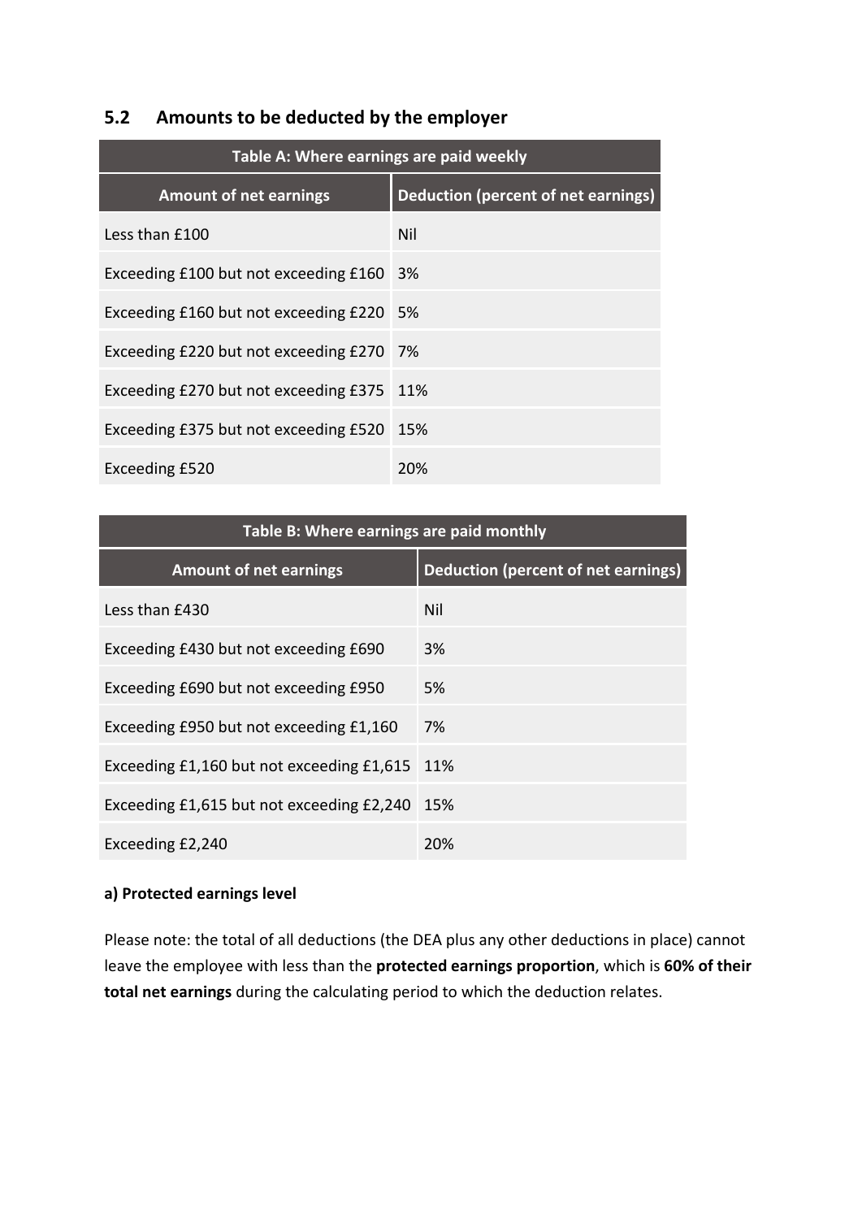## 5.2 Amounts to be deducted by the employer

| Table A: Where earnings are paid weekly | |
|---|---|
| **Amount of net earnings** | **Deduction (percent of net earnings)** |
| Less than £100 | Nil |
| Exceeding £100 but not exceeding £160 | 3% |
| Exceeding £160 but not exceeding £220 | 5% |
| Exceeding £220 but not exceeding £270 | 7% |
| Exceeding £270 but not exceeding £375 | 11% |
| Exceeding £375 but not exceeding £520 | 15% |
| Exceeding £520 | 20% |

| Table B: Where earnings are paid monthly | |
|---|---|
| **Amount of net earnings** | **Deduction (percent of net earnings)** |
| Less than £430 | Nil |
| Exceeding £430 but not exceeding £690 | 3% |
| Exceeding £690 but not exceeding £950 | 5% |
| Exceeding £950 but not exceeding £1,160 | 7% |
| Exceeding £1,160 but not exceeding £1,615 | 11% |
| Exceeding £1,615 but not exceeding £2,240 | 15% |
| Exceeding £2,240 | 20% |

**a) Protected earnings level**

Please note: the total of all deductions (the DEA plus any other deductions in place) cannot leave the employee with less than the **protected earnings proportion**, which is **60% of their total net earnings** during the calculating period to which the deduction relates.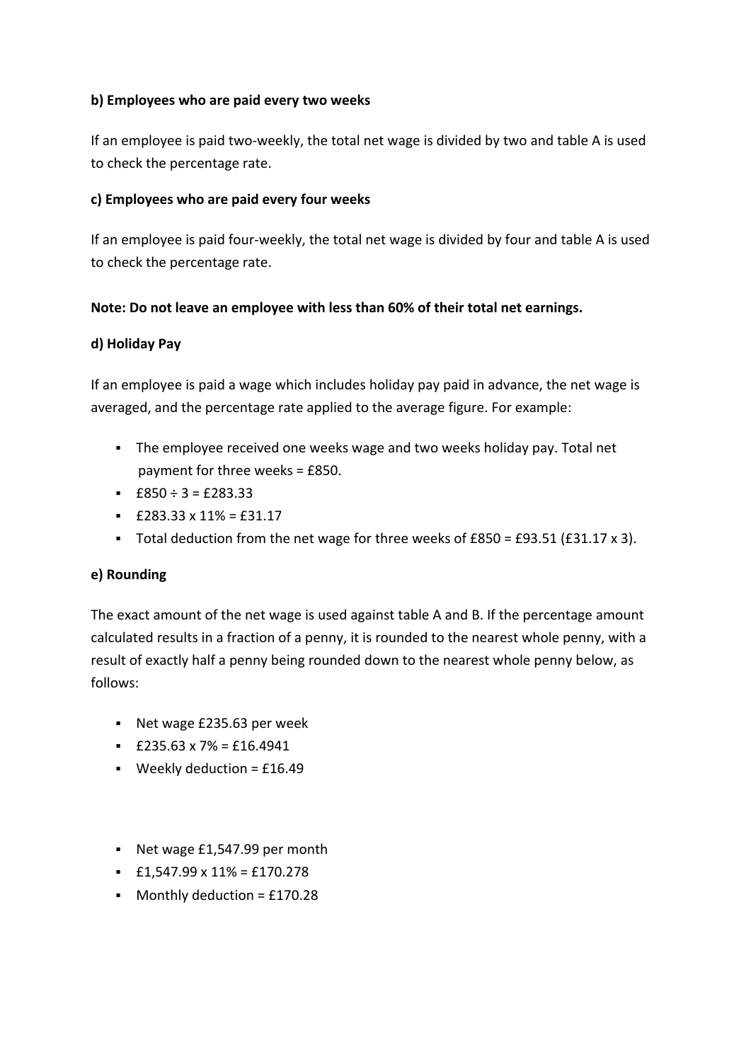**b) Employees who are paid every two weeks**

If an employee is paid two-weekly, the total net wage is divided by two and table A is used to check the percentage rate.

**c) Employees who are paid every four weeks**

If an employee is paid four-weekly, the total net wage is divided by four and table A is used to check the percentage rate.

**Note: Do not leave an employee with less than 60% of their total net earnings.**

**d) Holiday Pay**

If an employee is paid a wage which includes holiday pay paid in advance, the net wage is averaged, and the percentage rate applied to the average figure. For example:

- The employee received one weeks wage and two weeks holiday pay. Total net payment for three weeks = £850.
- £850 ÷ 3 = £283.33
- £283.33 x 11% = £31.17
- Total deduction from the net wage for three weeks of £850 = £93.51 (£31.17 x 3).

**e) Rounding**

The exact amount of the net wage is used against table A and B. If the percentage amount calculated results in a fraction of a penny, it is rounded to the nearest whole penny, with a result of exactly half a penny being rounded down to the nearest whole penny below, as follows:

- Net wage £235.63 per week
- £235.63 x 7% = £16.4941
- Weekly deduction = £16.49

- Net wage £1,547.99 per month
- £1,547.99 x 11% = £170.278
- Monthly deduction = £170.28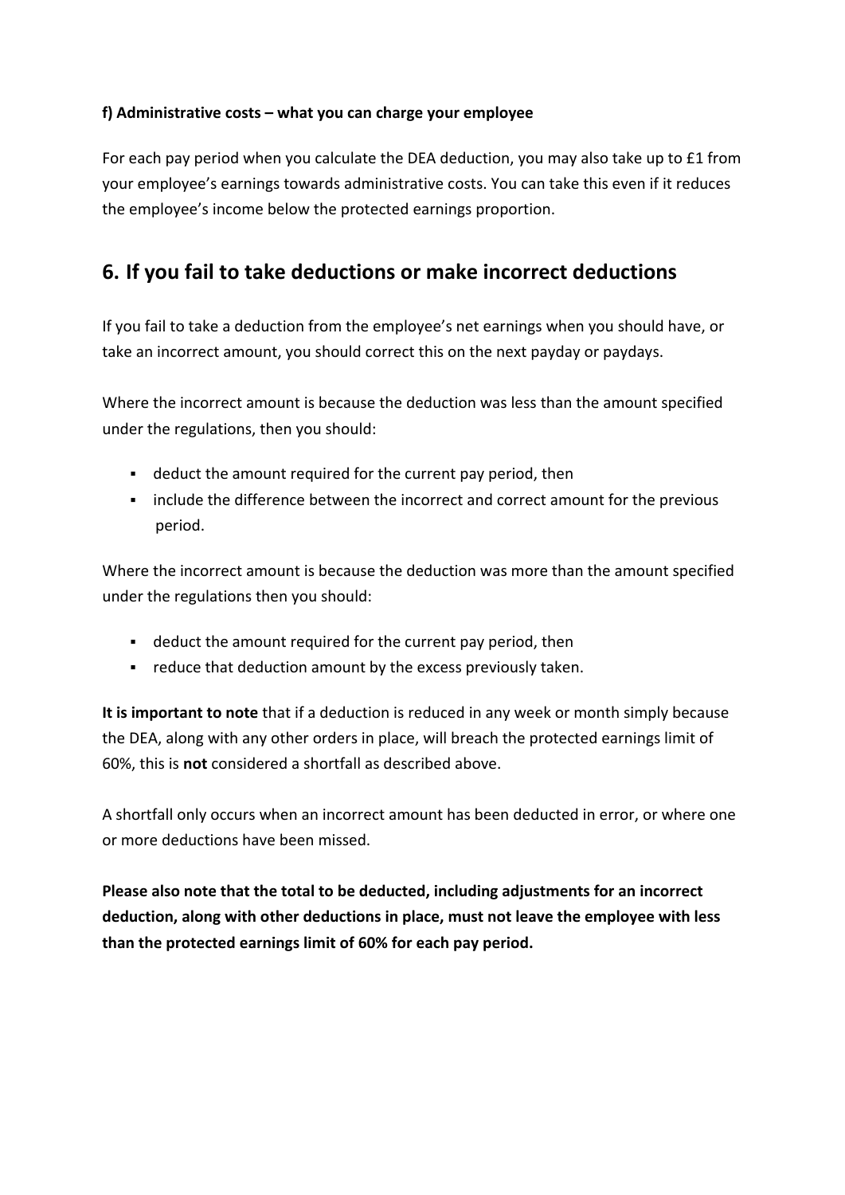**f) Administrative costs – what you can charge your employee**

For each pay period when you calculate the DEA deduction, you may also take up to £1 from your employee's earnings towards administrative costs. You can take this even if it reduces the employee's income below the protected earnings proportion.

## 6. If you fail to take deductions or make incorrect deductions

If you fail to take a deduction from the employee's net earnings when you should have, or take an incorrect amount, you should correct this on the next payday or paydays.

Where the incorrect amount is because the deduction was less than the amount specified under the regulations, then you should:

- deduct the amount required for the current pay period, then
- include the difference between the incorrect and correct amount for the previous period.

Where the incorrect amount is because the deduction was more than the amount specified under the regulations then you should:

- deduct the amount required for the current pay period, then
- reduce that deduction amount by the excess previously taken.

**It is important to note** that if a deduction is reduced in any week or month simply because the DEA, along with any other orders in place, will breach the protected earnings limit of 60%, this is **not** considered a shortfall as described above.

A shortfall only occurs when an incorrect amount has been deducted in error, or where one or more deductions have been missed.

**Please also note that the total to be deducted, including adjustments for an incorrect deduction, along with other deductions in place, must not leave the employee with less than the protected earnings limit of 60% for each pay period.**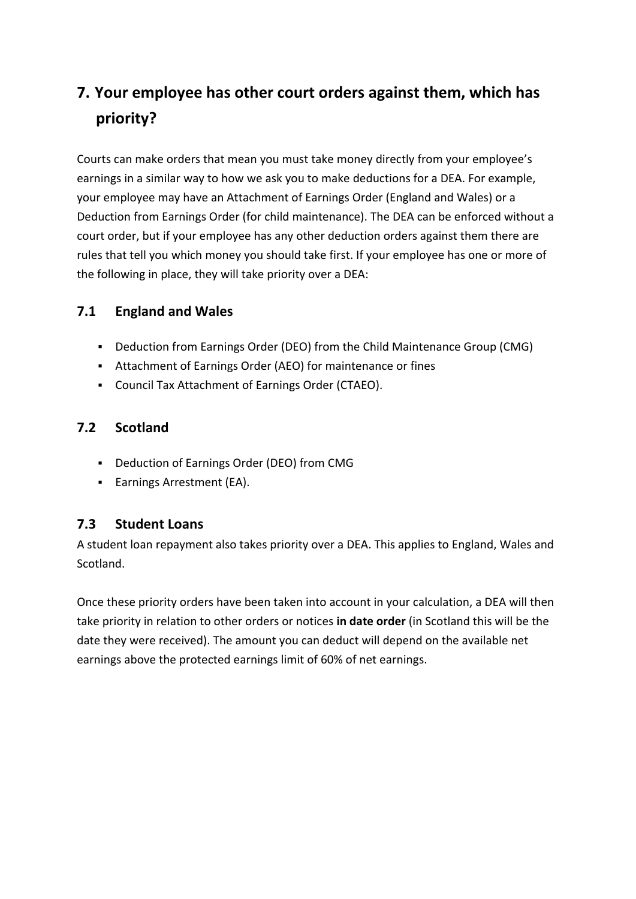## 7. Your employee has other court orders against them, which has priority?

Courts can make orders that mean you must take money directly from your employee's earnings in a similar way to how we ask you to make deductions for a DEA. For example, your employee may have an Attachment of Earnings Order (England and Wales) or a Deduction from Earnings Order (for child maintenance). The DEA can be enforced without a court order, but if your employee has any other deduction orders against them there are rules that tell you which money you should take first. If your employee has one or more of the following in place, they will take priority over a DEA:

### 7.1 England and Wales

- Deduction from Earnings Order (DEO) from the Child Maintenance Group (CMG)
- Attachment of Earnings Order (AEO) for maintenance or fines
- Council Tax Attachment of Earnings Order (CTAEO).

### 7.2 Scotland

- Deduction of Earnings Order (DEO) from CMG
- Earnings Arrestment (EA).

### 7.3 Student Loans

A student loan repayment also takes priority over a DEA. This applies to England, Wales and Scotland.

Once these priority orders have been taken into account in your calculation, a DEA will then take priority in relation to other orders or notices **in date order** (in Scotland this will be the date they were received). The amount you can deduct will depend on the available net earnings above the protected earnings limit of 60% of net earnings.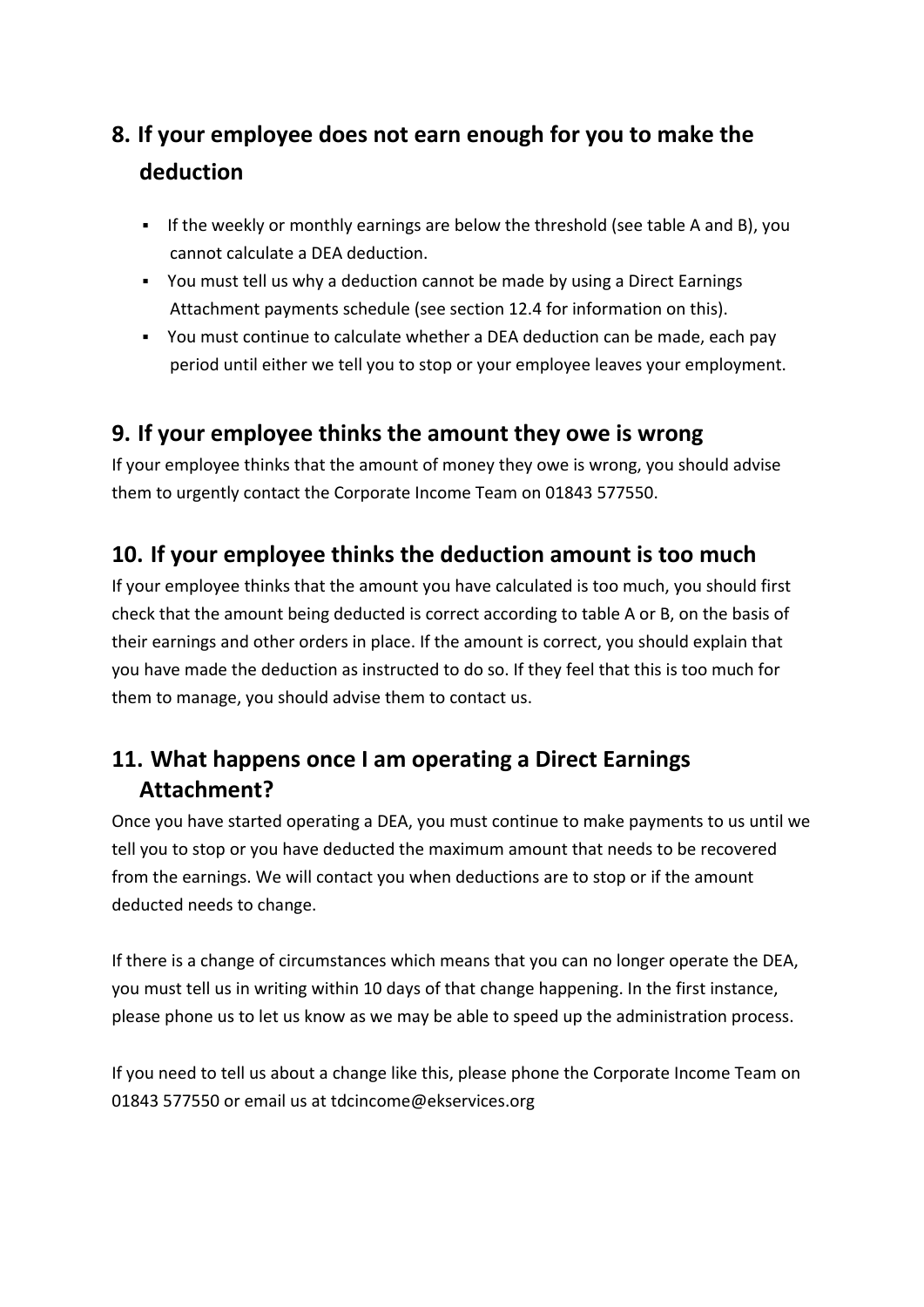## 8. If your employee does not earn enough for you to make the deduction

- If the weekly or monthly earnings are below the threshold (see table A and B), you cannot calculate a DEA deduction.
- You must tell us why a deduction cannot be made by using a Direct Earnings Attachment payments schedule (see section 12.4 for information on this).
- You must continue to calculate whether a DEA deduction can be made, each pay period until either we tell you to stop or your employee leaves your employment.

## 9. If your employee thinks the amount they owe is wrong

If your employee thinks that the amount of money they owe is wrong, you should advise them to urgently contact the Corporate Income Team on 01843 577550.

## 10. If your employee thinks the deduction amount is too much

If your employee thinks that the amount you have calculated is too much, you should first check that the amount being deducted is correct according to table A or B, on the basis of their earnings and other orders in place. If the amount is correct, you should explain that you have made the deduction as instructed to do so. If they feel that this is too much for them to manage, you should advise them to contact us.

## 11. What happens once I am operating a Direct Earnings Attachment?

Once you have started operating a DEA, you must continue to make payments to us until we tell you to stop or you have deducted the maximum amount that needs to be recovered from the earnings. We will contact you when deductions are to stop or if the amount deducted needs to change.

If there is a change of circumstances which means that you can no longer operate the DEA, you must tell us in writing within 10 days of that change happening. In the first instance, please phone us to let us know as we may be able to speed up the administration process.

If you need to tell us about a change like this, please phone the Corporate Income Team on 01843 577550 or email us at tdcincome@ekservices.org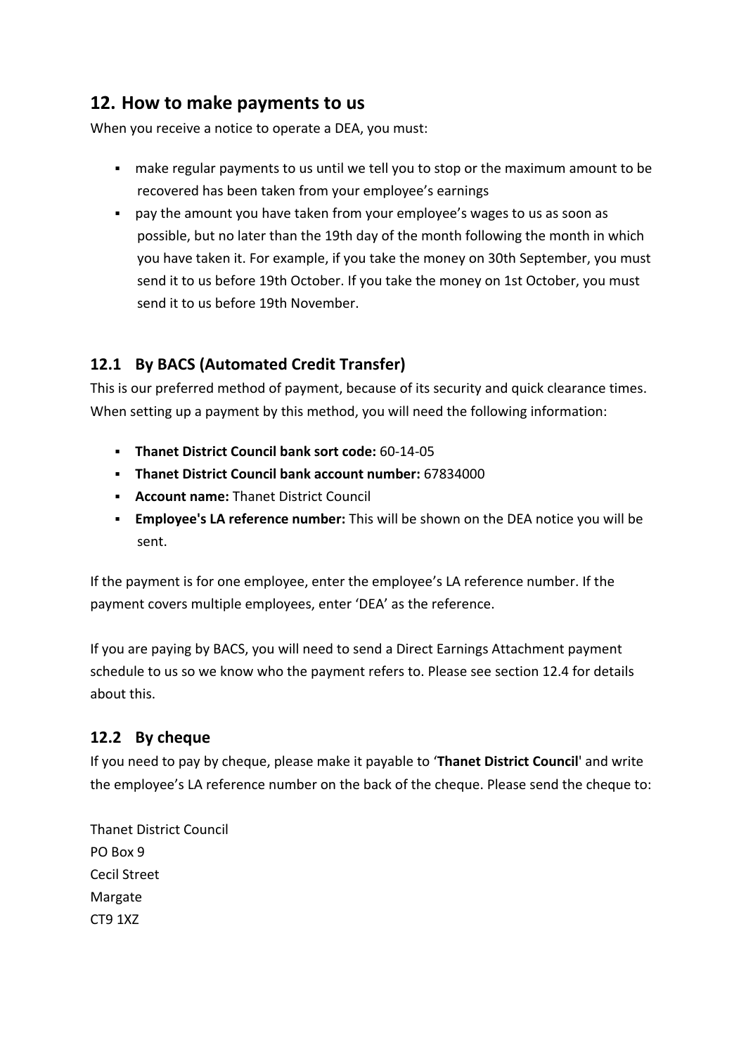## 12. How to make payments to us

When you receive a notice to operate a DEA, you must:

- make regular payments to us until we tell you to stop or the maximum amount to be recovered has been taken from your employee's earnings
- pay the amount you have taken from your employee's wages to us as soon as possible, but no later than the 19th day of the month following the month in which you have taken it. For example, if you take the money on 30th September, you must send it to us before 19th October. If you take the money on 1st October, you must send it to us before 19th November.

### 12.1 By BACS (Automated Credit Transfer)

This is our preferred method of payment, because of its security and quick clearance times. When setting up a payment by this method, you will need the following information:

- **Thanet District Council bank sort code:** 60-14-05
- **Thanet District Council bank account number:** 67834000
- **Account name:** Thanet District Council
- **Employee's LA reference number:** This will be shown on the DEA notice you will be sent.

If the payment is for one employee, enter the employee's LA reference number. If the payment covers multiple employees, enter 'DEA' as the reference.

If you are paying by BACS, you will need to send a Direct Earnings Attachment payment schedule to us so we know who the payment refers to. Please see section 12.4 for details about this.

### 12.2 By cheque

If you need to pay by cheque, please make it payable to '**Thanet District Council**' and write the employee's LA reference number on the back of the cheque. Please send the cheque to:

Thanet District Council
PO Box 9
Cecil Street
Margate
CT9 1XZ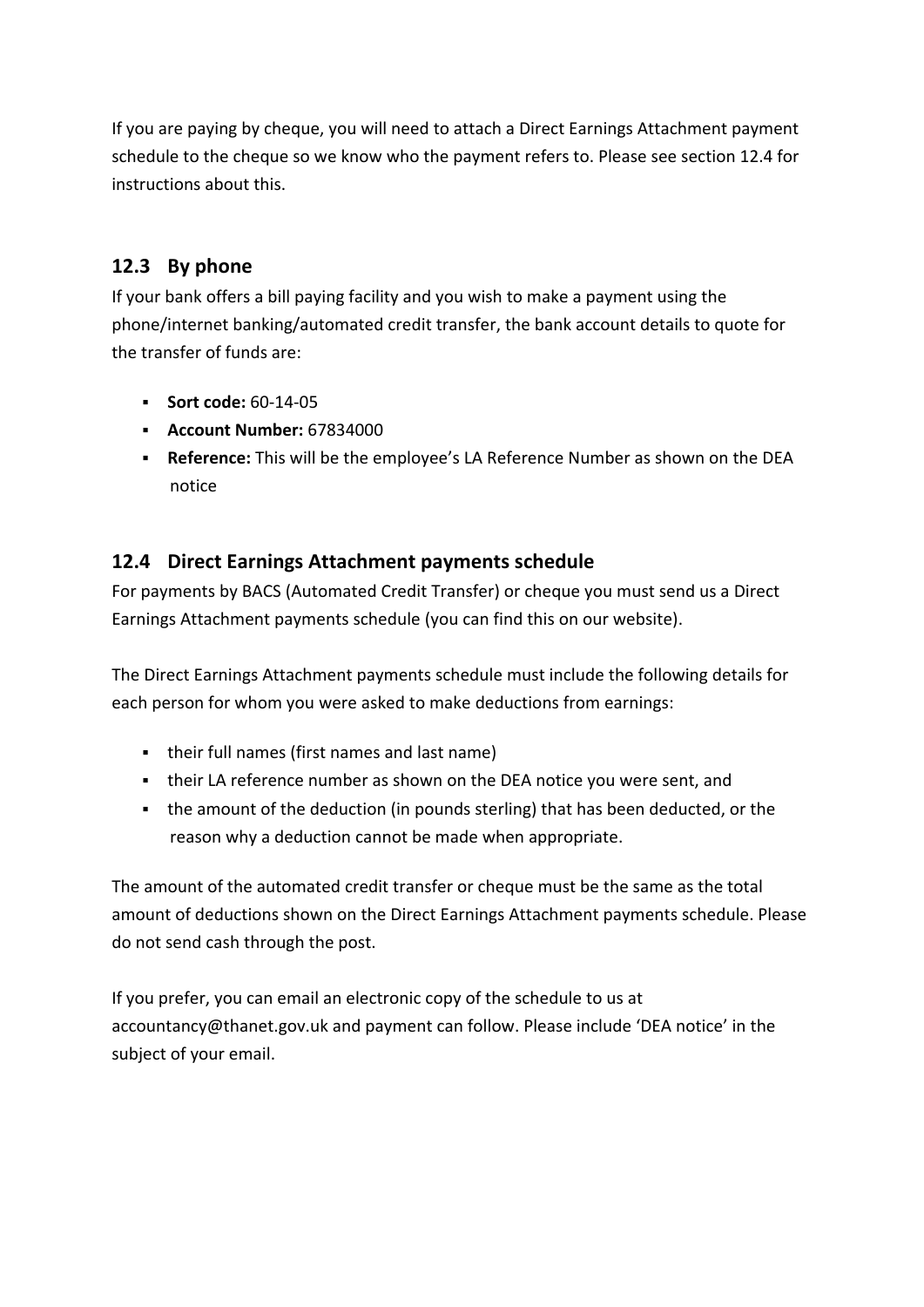If you are paying by cheque, you will need to attach a Direct Earnings Attachment payment schedule to the cheque so we know who the payment refers to. Please see section 12.4 for instructions about this.

## 12.3 By phone

If your bank offers a bill paying facility and you wish to make a payment using the phone/internet banking/automated credit transfer, the bank account details to quote for the transfer of funds are:

- **Sort code:** 60-14-05
- **Account Number:** 67834000
- **Reference:** This will be the employee's LA Reference Number as shown on the DEA notice

## 12.4 Direct Earnings Attachment payments schedule

For payments by BACS (Automated Credit Transfer) or cheque you must send us a Direct Earnings Attachment payments schedule (you can find this on our website).

The Direct Earnings Attachment payments schedule must include the following details for each person for whom you were asked to make deductions from earnings:

- their full names (first names and last name)
- their LA reference number as shown on the DEA notice you were sent, and
- the amount of the deduction (in pounds sterling) that has been deducted, or the reason why a deduction cannot be made when appropriate.

The amount of the automated credit transfer or cheque must be the same as the total amount of deductions shown on the Direct Earnings Attachment payments schedule. Please do not send cash through the post.

If you prefer, you can email an electronic copy of the schedule to us at accountancy@thanet.gov.uk and payment can follow. Please include 'DEA notice' in the subject of your email.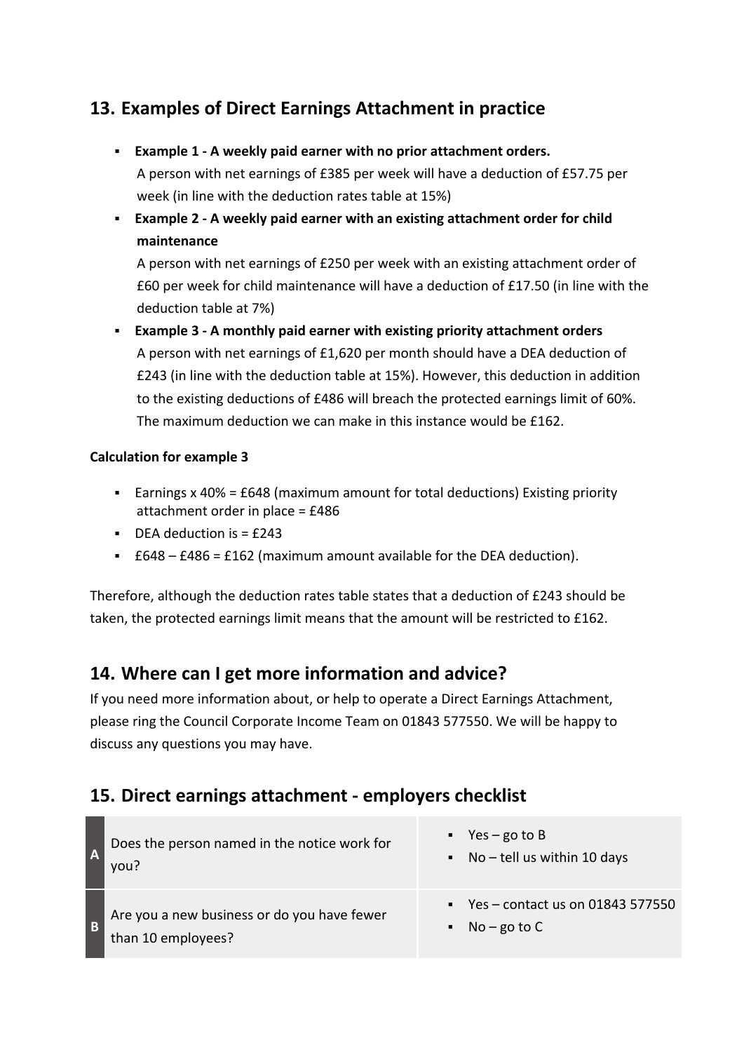## 13. Examples of Direct Earnings Attachment in practice

- **Example 1 - A weekly paid earner with no prior attachment orders.**
  A person with net earnings of £385 per week will have a deduction of £57.75 per week (in line with the deduction rates table at 15%)
- **Example 2 - A weekly paid earner with an existing attachment order for child maintenance**
  A person with net earnings of £250 per week with an existing attachment order of £60 per week for child maintenance will have a deduction of £17.50 (in line with the deduction table at 7%)
- **Example 3 - A monthly paid earner with existing priority attachment orders**
  A person with net earnings of £1,620 per month should have a DEA deduction of £243 (in line with the deduction table at 15%). However, this deduction in addition to the existing deductions of £486 will breach the protected earnings limit of 60%. The maximum deduction we can make in this instance would be £162.

**Calculation for example 3**

- Earnings x 40% = £648 (maximum amount for total deductions) Existing priority attachment order in place = £486
- DEA deduction is = £243
- £648 – £486 = £162 (maximum amount available for the DEA deduction).

Therefore, although the deduction rates table states that a deduction of £243 should be taken, the protected earnings limit means that the amount will be restricted to £162.

## 14. Where can I get more information and advice?

If you need more information about, or help to operate a Direct Earnings Attachment, please ring the Council Corporate Income Team on 01843 577550. We will be happy to discuss any questions you may have.

## 15. Direct earnings attachment - employers checklist

| | | |
|---|---|---|
| **A** | Does the person named in the notice work for you? | - Yes – go to B<br>- No – tell us within 10 days |
| **B** | Are you a new business or do you have fewer than 10 employees? | - Yes – contact us on 01843 577550<br>- No – go to C |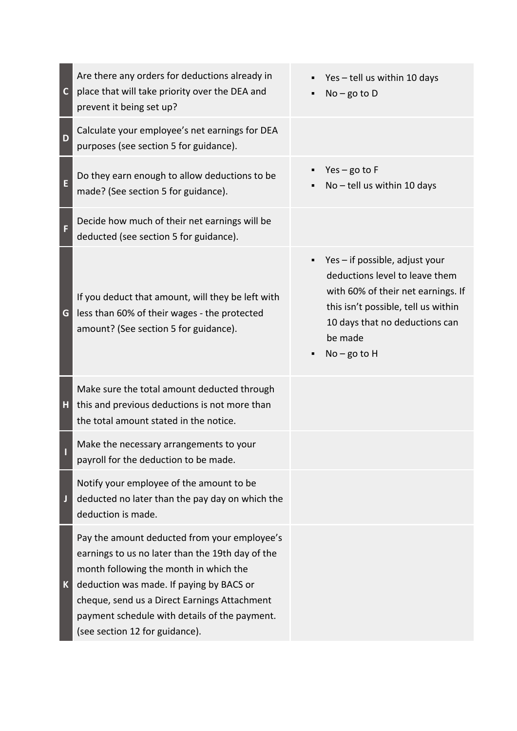| | | |
|---|---|---|
| C | Are there any orders for deductions already in place that will take priority over the DEA and prevent it being set up? | ▪ Yes – tell us within 10 days<br>▪ No – go to D |
| D | Calculate your employee's net earnings for DEA purposes (see section 5 for guidance). | |
| E | Do they earn enough to allow deductions to be made? (See section 5 for guidance). | ▪ Yes – go to F<br>▪ No – tell us within 10 days |
| F | Decide how much of their net earnings will be deducted (see section 5 for guidance). | |
| G | If you deduct that amount, will they be left with less than 60% of their wages - the protected amount? (See section 5 for guidance). | ▪ Yes – if possible, adjust your deductions level to leave them with 60% of their net earnings. If this isn't possible, tell us within 10 days that no deductions can be made<br>▪ No – go to H |
| H | Make sure the total amount deducted through this and previous deductions is not more than the total amount stated in the notice. | |
| I | Make the necessary arrangements to your payroll for the deduction to be made. | |
| J | Notify your employee of the amount to be deducted no later than the pay day on which the deduction is made. | |
| K | Pay the amount deducted from your employee's earnings to us no later than the 19th day of the month following the month in which the deduction was made. If paying by BACS or cheque, send us a Direct Earnings Attachment payment schedule with details of the payment. (see section 12 for guidance). | |